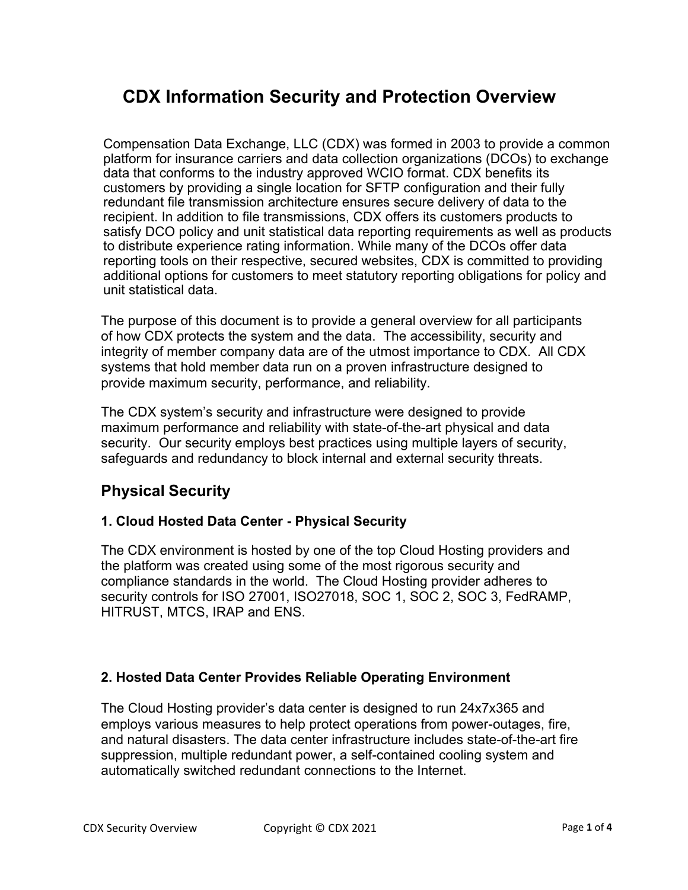# CDX Information Security and Protection Overview

Compensation Data Exchange, LLC (CDX) was formed in 2003 to provide a common platform for insurance carriers and data collection organizations (DCOs) to exchange data that conforms to the industry approved WCIO format. CDX benefits its customers by providing a single location for SFTP configuration and their fully redundant file transmission architecture ensures secure delivery of data to the recipient. In addition to file transmissions, CDX offers its customers products to satisfy DCO policy and unit statistical data reporting requirements as well as products to distribute experience rating information. While many of the DCOs offer data reporting tools on their respective, secured websites, CDX is committed to providing additional options for customers to meet statutory reporting obligations for policy and unit statistical data.

The purpose of this document is to provide a general overview for all participants of how CDX protects the system and the data. The accessibility, security and integrity of member company data are of the utmost importance to CDX. All CDX systems that hold member data run on a proven infrastructure designed to provide maximum security, performance, and reliability.

The CDX system's security and infrastructure were designed to provide maximum performance and reliability with state-of-the-art physical and data security. Our security employs best practices using multiple layers of security, safeguards and redundancy to block internal and external security threats.

## Physical Security

### 1. Cloud Hosted Data Center - Physical Security

The CDX environment is hosted by one of the top Cloud Hosting providers and the platform was created using some of the most rigorous security and compliance standards in the world. The Cloud Hosting provider adheres to security controls for ISO 27001, ISO27018, SOC 1, SOC 2, SOC 3, FedRAMP, HITRUST, MTCS, IRAP and ENS.

### 2. Hosted Data Center Provides Reliable Operating Environment

The Cloud Hosting provider's data center is designed to run 24x7x365 and employs various measures to help protect operations from power-outages, fire, and natural disasters. The data center infrastructure includes state-of-the-art fire suppression, multiple redundant power, a self-contained cooling system and automatically switched redundant connections to the Internet.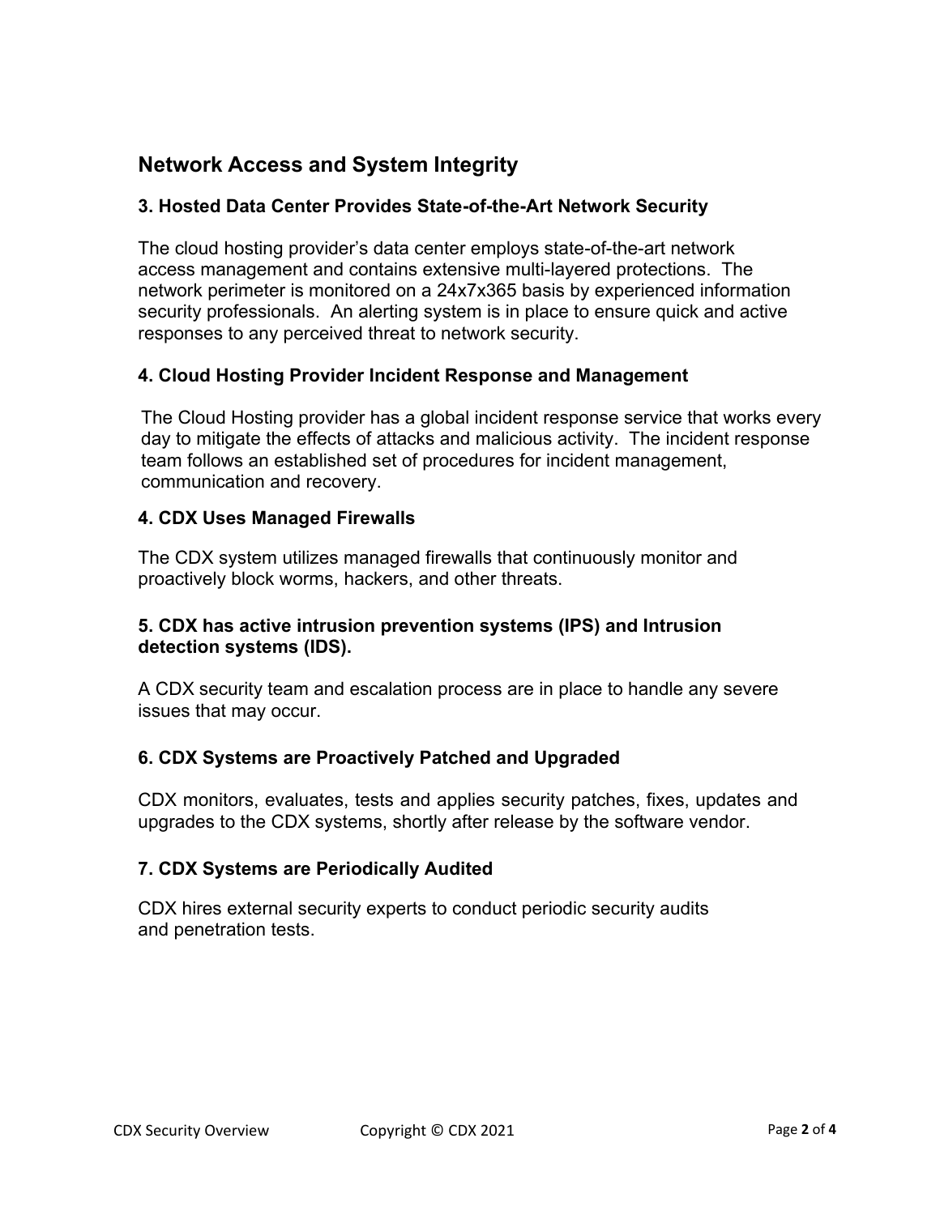## Network Access and System Integrity

### 3. Hosted Data Center Provides State-of-the-Art Network Security

The cloud hosting provider's data center employs state-of-the-art network access management and contains extensive multi-layered protections. The network perimeter is monitored on a 24x7x365 basis by experienced information security professionals. An alerting system is in place to ensure quick and active responses to any perceived threat to network security.

### 4. Cloud Hosting Provider Incident Response and Management

The Cloud Hosting provider has a global incident response service that works every day to mitigate the effects of attacks and malicious activity. The incident response team follows an established set of procedures for incident management, communication and recovery.

### 4. CDX Uses Managed Firewalls

The CDX system utilizes managed firewalls that continuously monitor and proactively block worms, hackers, and other threats.

### 5. CDX has active intrusion prevention systems (IPS) and Intrusion detection systems (IDS).

A CDX security team and escalation process are in place to handle any severe issues that may occur.

### 6. CDX Systems are Proactively Patched and Upgraded

CDX monitors, evaluates, tests and applies security patches, fixes, updates and upgrades to the CDX systems, shortly after release by the software vendor.

### 7. CDX Systems are Periodically Audited

CDX hires external security experts to conduct periodic security audits and penetration tests.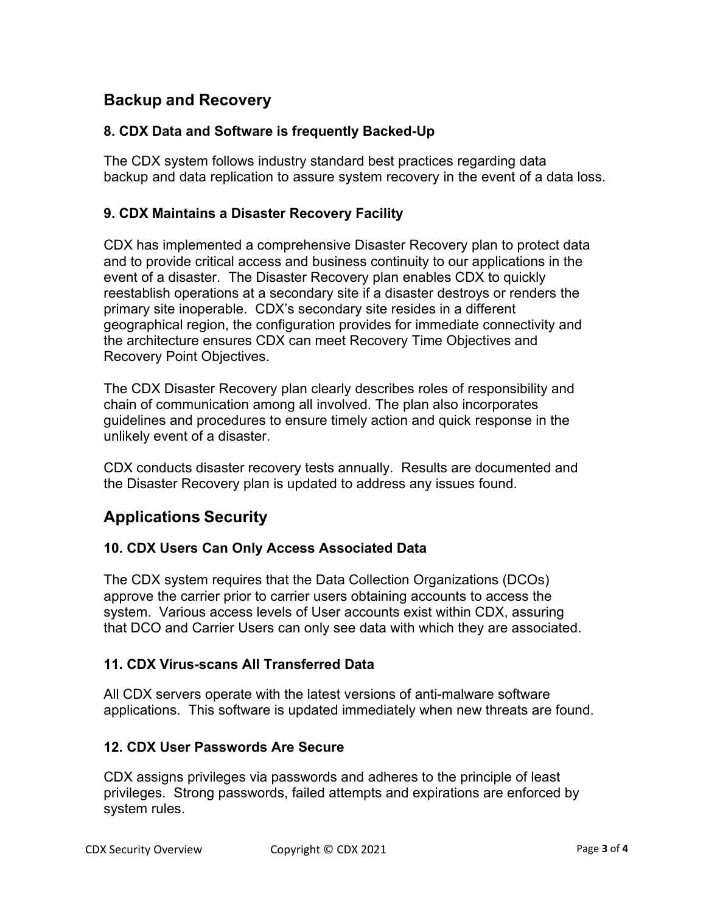## Backup and Recovery

### 8. CDX Data and Software is frequently Backed-Up

The CDX system follows industry standard best practices regarding data backup and data replication to assure system recovery in the event of a data loss.

### 9. CDX Maintains a Disaster Recovery Facility

CDX has implemented a comprehensive Disaster Recovery plan to protect data and to provide critical access and business continuity to our applications in the event of a disaster. The Disaster Recovery plan enables CDX to quickly reestablish operations at a secondary site if a disaster destroys or renders the primary site inoperable. CDX's secondary site resides in a different geographical region, the configuration provides for immediate connectivity and the architecture ensures CDX can meet Recovery Time Objectives and Recovery Point Objectives.

The CDX Disaster Recovery plan clearly describes roles of responsibility and chain of communication among all involved. The plan also incorporates guidelines and procedures to ensure timely action and quick response in the unlikely event of a disaster.

CDX conducts disaster recovery tests annually. Results are documented and the Disaster Recovery plan is updated to address any issues found.

## Applications Security

### 10. CDX Users Can Only Access Associated Data

The CDX system requires that the Data Collection Organizations (DCOs) approve the carrier prior to carrier users obtaining accounts to access the system. Various access levels of User accounts exist within CDX, assuring that DCO and Carrier Users can only see data with which they are associated.

### 11. CDX Virus-scans All Transferred Data

All CDX servers operate with the latest versions of anti-malware software applications. This software is updated immediately when new threats are found.

### 12. CDX User Passwords Are Secure

CDX assigns privileges via passwords and adheres to the principle of least privileges. Strong passwords, failed attempts and expirations are enforced by system rules.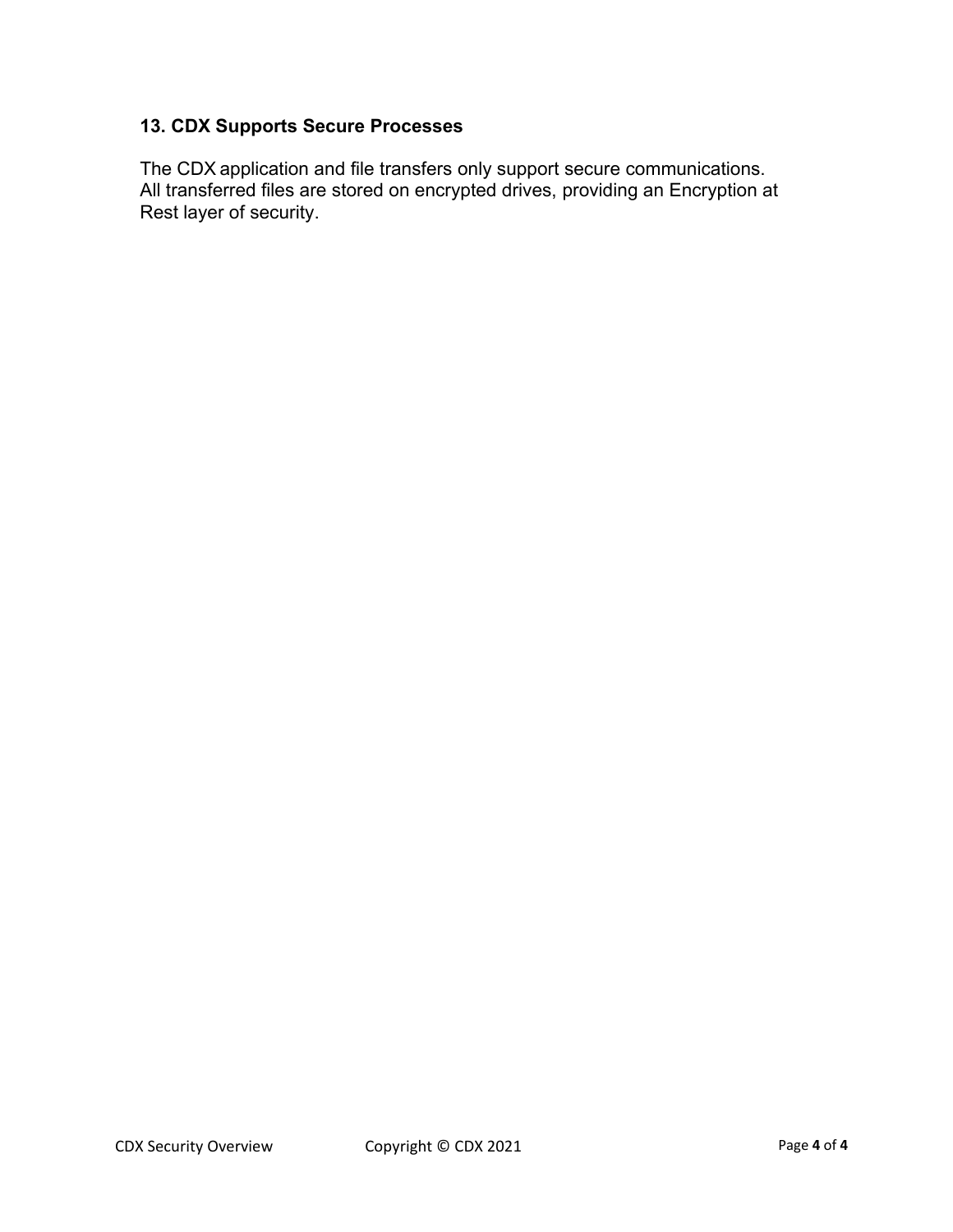### 13. CDX Supports Secure Processes

The CDX application and file transfers only support secure communications. All transferred files are stored on encrypted drives, providing an Encryption at Rest layer of security.